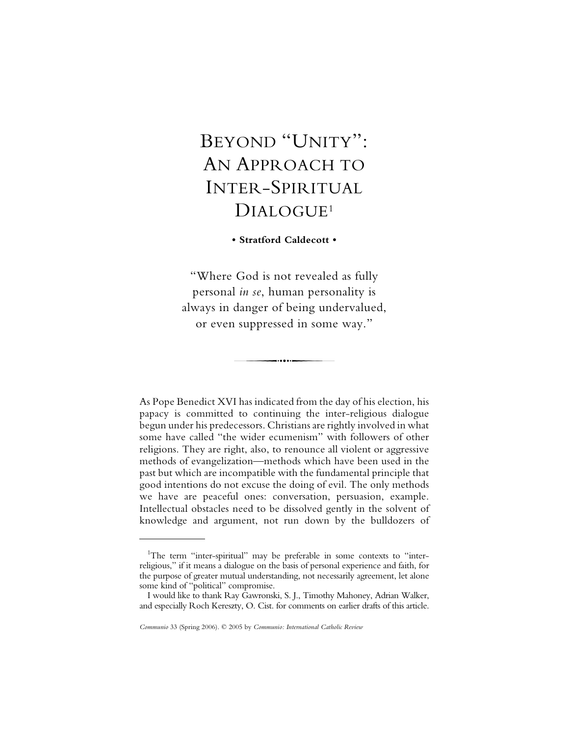# BEYOND "UNITY": AN APPROACH TO INTER-SPIRITUAL DIALOGUE[1]

**• Stratford Caldecott •**

"Where God is not revealed as fully personal *in se*, human personality is always in danger of being undervalued, or even suppressed in some way."

As Pope Benedict XVI has indicated from the day of his election, his papacy is committed to continuing the inter-religious dialogue begun under his predecessors. Christians are rightly involved in what some have called "the wider ecumenism" with followers of other religions. They are right, also, to renounce all violent or aggressive methods of evangelization—methods which have been used in the past but which are incompatible with the fundamental principle that good intentions do not excuse the doing of evil. The only methods we have are peaceful ones: conversation, persuasion, example. Intellectual obstacles need to be dissolved gently in the solvent of knowledge and argument, not run down by the bulldozers of

---

[1]The term "inter-spiritual" may be preferable in some contexts to "inter-religious," if it means a dialogue on the basis of personal experience and faith, for the purpose of greater mutual understanding, not necessarily agreement, let alone some kind of "political" compromise.

I would like to thank Ray Gawronski, S. J., Timothy Mahoney, Adrian Walker, and especially Roch Kereszty, O. Cist. for comments on earlier drafts of this article.

*Communio* 33 (Spring 2006). © 2005 by *Communio: International Catholic Review*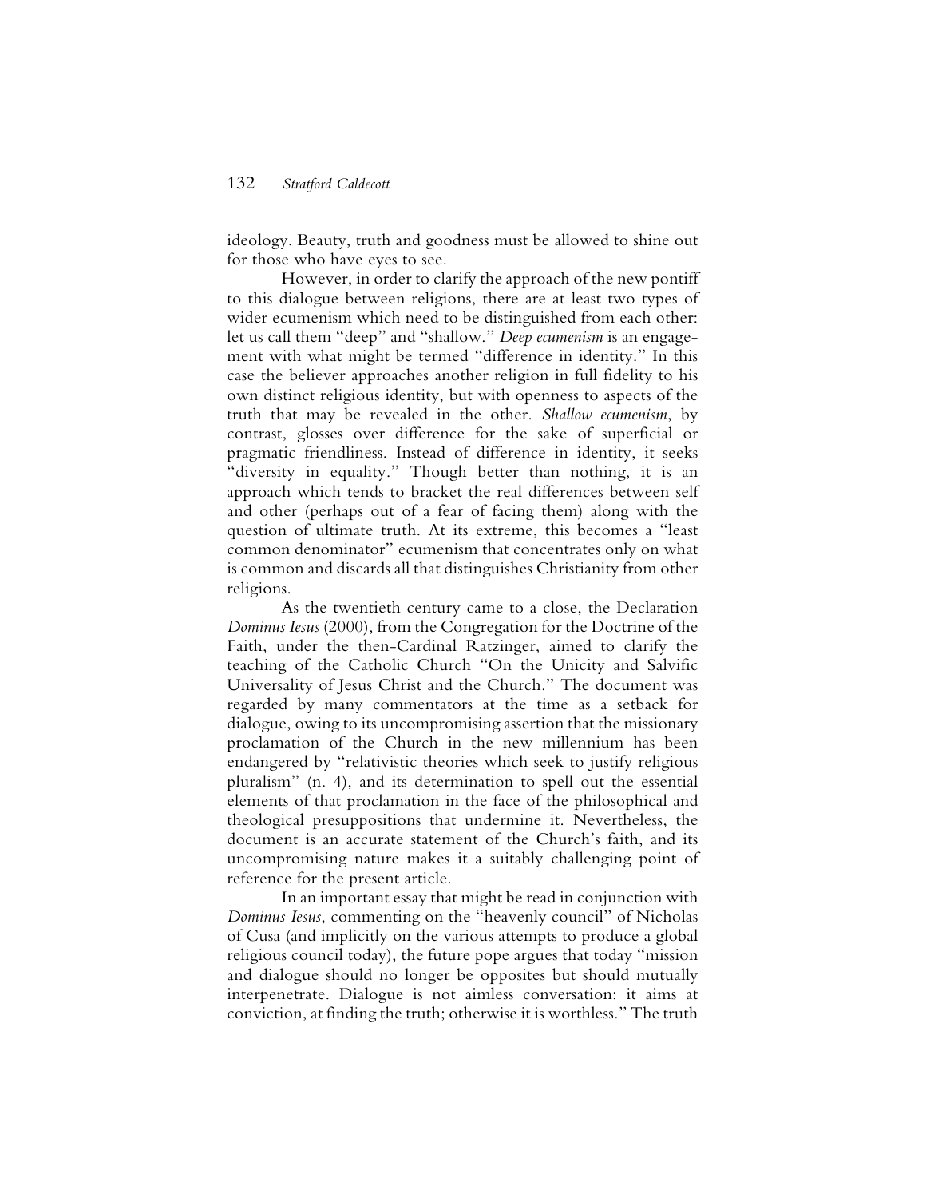ideology. Beauty, truth and goodness must be allowed to shine out for those who have eyes to see.

However, in order to clarify the approach of the new pontiff to this dialogue between religions, there are at least two types of wider ecumenism which need to be distinguished from each other: let us call them "deep" and "shallow." *Deep ecumenism* is an engagement with what might be termed "difference in identity." In this case the believer approaches another religion in full fidelity to his own distinct religious identity, but with openness to aspects of the truth that may be revealed in the other. *Shallow ecumenism*, by contrast, glosses over difference for the sake of superficial or pragmatic friendliness. Instead of difference in identity, it seeks "diversity in equality." Though better than nothing, it is an approach which tends to bracket the real differences between self and other (perhaps out of a fear of facing them) along with the question of ultimate truth. At its extreme, this becomes a "least common denominator" ecumenism that concentrates only on what is common and discards all that distinguishes Christianity from other religions.

As the twentieth century came to a close, the Declaration *Dominus Iesus* (2000), from the Congregation for the Doctrine of the Faith, under the then-Cardinal Ratzinger, aimed to clarify the teaching of the Catholic Church "On the Unicity and Salvific Universality of Jesus Christ and the Church." The document was regarded by many commentators at the time as a setback for dialogue, owing to its uncompromising assertion that the missionary proclamation of the Church in the new millennium has been endangered by "relativistic theories which seek to justify religious pluralism" (n. 4), and its determination to spell out the essential elements of that proclamation in the face of the philosophical and theological presuppositions that undermine it. Nevertheless, the document is an accurate statement of the Church's faith, and its uncompromising nature makes it a suitably challenging point of reference for the present article.

In an important essay that might be read in conjunction with *Dominus Iesus*, commenting on the "heavenly council" of Nicholas of Cusa (and implicitly on the various attempts to produce a global religious council today), the future pope argues that today "mission and dialogue should no longer be opposites but should mutually interpenetrate. Dialogue is not aimless conversation: it aims at conviction, at finding the truth; otherwise it is worthless." The truth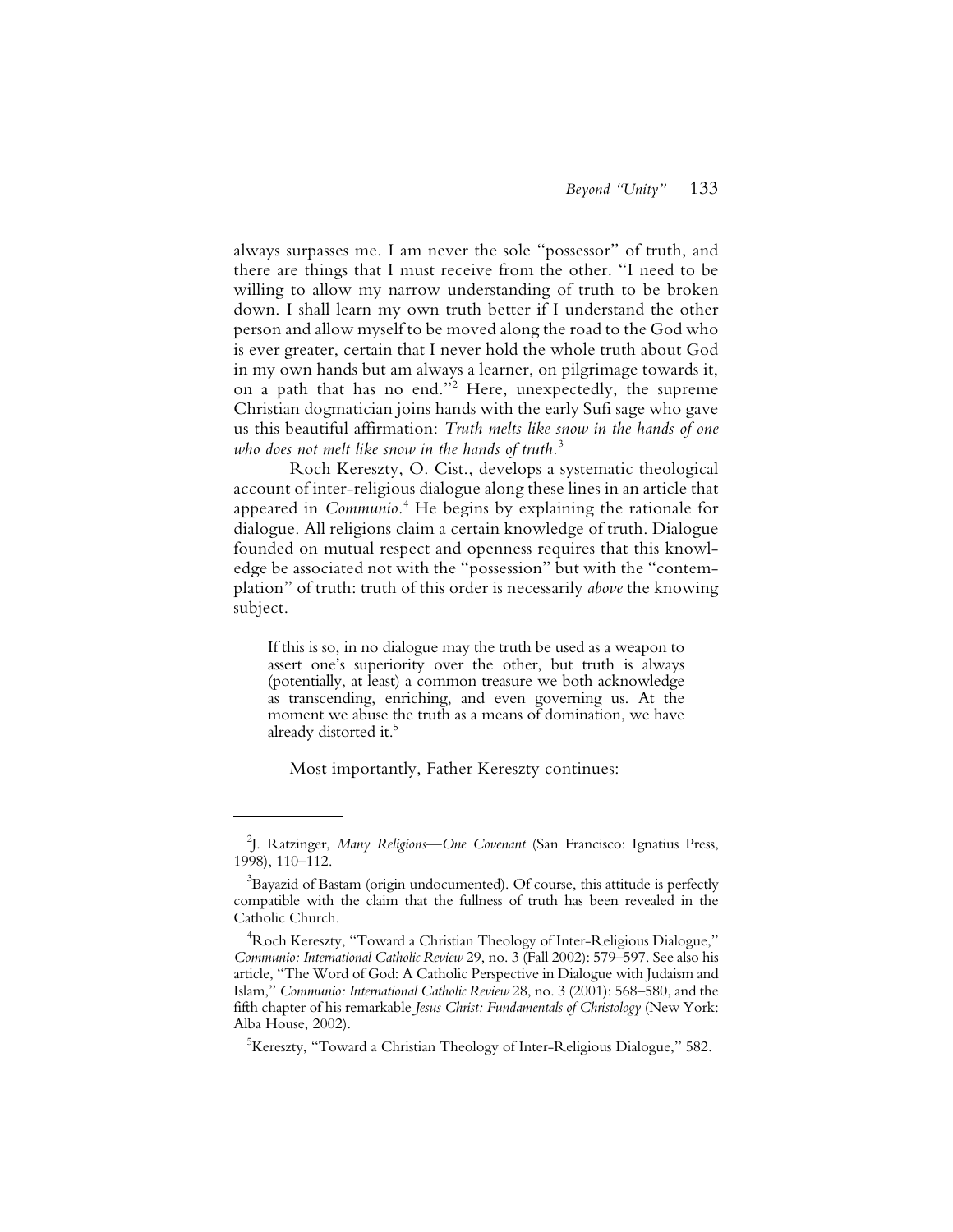always surpasses me. I am never the sole "possessor" of truth, and there are things that I must receive from the other. "I need to be willing to allow my narrow understanding of truth to be broken down. I shall learn my own truth better if I understand the other person and allow myself to be moved along the road to the God who is ever greater, certain that I never hold the whole truth about God in my own hands but am always a learner, on pilgrimage towards it, on a path that has no end."[2] Here, unexpectedly, the supreme Christian dogmatician joins hands with the early Sufi sage who gave us this beautiful affirmation: *Truth melts like snow in the hands of one who does not melt like snow in the hands of truth.*[3]

Roch Kereszty, O. Cist., develops a systematic theological account of inter-religious dialogue along these lines in an article that appeared in *Communio*.[4] He begins by explaining the rationale for dialogue. All religions claim a certain knowledge of truth. Dialogue founded on mutual respect and openness requires that this knowledge be associated not with the "possession" but with the "contemplation" of truth: truth of this order is necessarily *above* the knowing subject.

> If this is so, in no dialogue may the truth be used as a weapon to assert one's superiority over the other, but truth is always (potentially, at least) a common treasure we both acknowledge as transcending, enriching, and even governing us. At the moment we abuse the truth as a means of domination, we have already distorted it.[5]

Most importantly, Father Kereszty continues:

---

[2] J. Ratzinger, *Many Religions—One Covenant* (San Francisco: Ignatius Press, 1998), 110–112.

[3] Bayazid of Bastam (origin undocumented). Of course, this attitude is perfectly compatible with the claim that the fullness of truth has been revealed in the Catholic Church.

[4] Roch Kereszty, "Toward a Christian Theology of Inter-Religious Dialogue," *Communio: International Catholic Review* 29, no. 3 (Fall 2002): 579–597. See also his article, "The Word of God: A Catholic Perspective in Dialogue with Judaism and Islam," *Communio: International Catholic Review* 28, no. 3 (2001): 568–580, and the fifth chapter of his remarkable *Jesus Christ: Fundamentals of Christology* (New York: Alba House, 2002).

[5] Kereszty, "Toward a Christian Theology of Inter-Religious Dialogue," 582.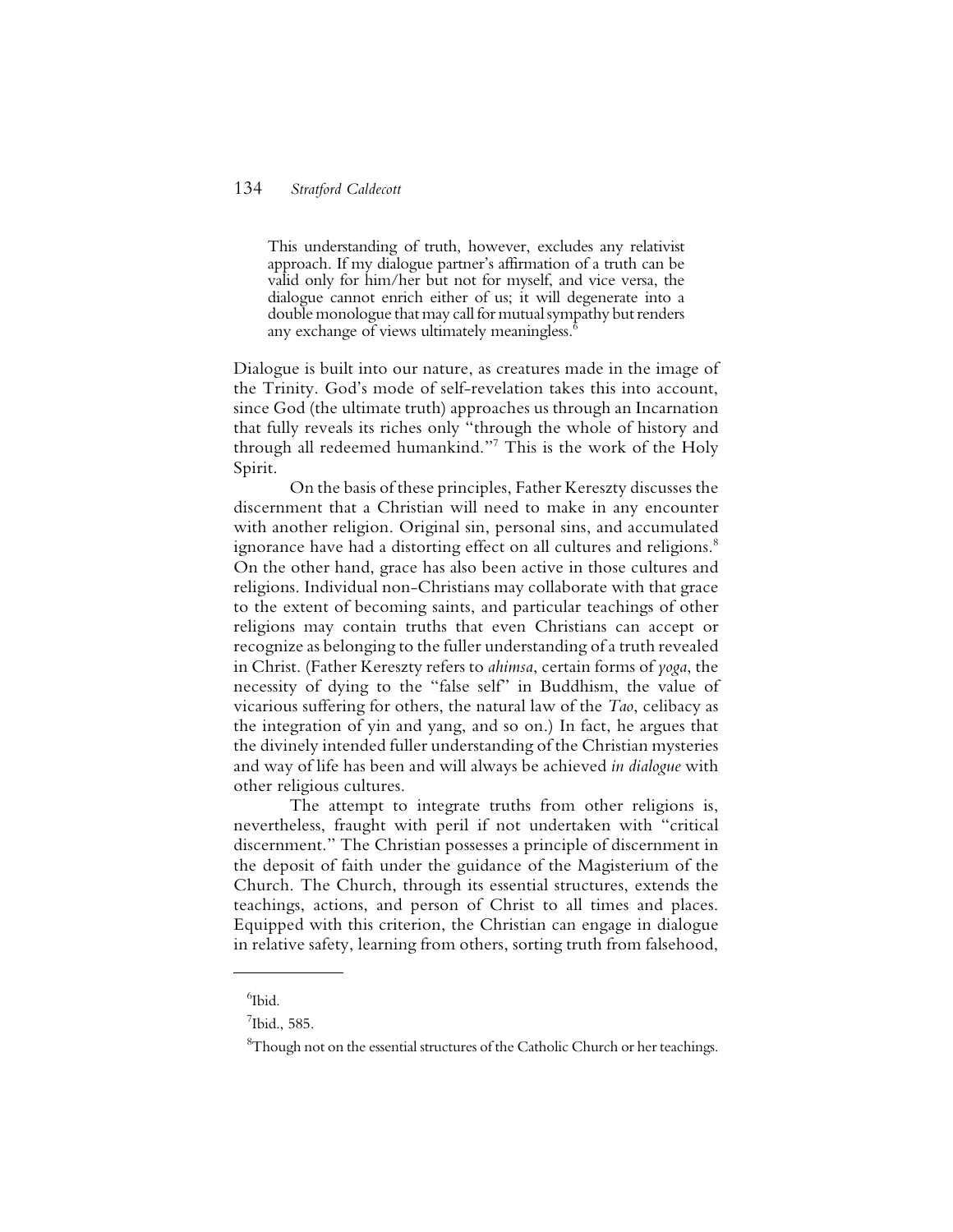> This understanding of truth, however, excludes any relativist approach. If my dialogue partner's affirmation of a truth can be valid only for him/her but not for myself, and vice versa, the dialogue cannot enrich either of us; it will degenerate into a double monologue that may call for mutual sympathy but renders any exchange of views ultimately meaningless.[6]

Dialogue is built into our nature, as creatures made in the image of the Trinity. God's mode of self-revelation takes this into account, since God (the ultimate truth) approaches us through an Incarnation that fully reveals its riches only "through the whole of history and through all redeemed humankind."[7] This is the work of the Holy Spirit.

On the basis of these principles, Father Kereszty discusses the discernment that a Christian will need to make in any encounter with another religion. Original sin, personal sins, and accumulated ignorance have had a distorting effect on all cultures and religions.[8] On the other hand, grace has also been active in those cultures and religions. Individual non-Christians may collaborate with that grace to the extent of becoming saints, and particular teachings of other religions may contain truths that even Christians can accept or recognize as belonging to the fuller understanding of a truth revealed in Christ. (Father Kereszty refers to *ahimsa*, certain forms of *yoga*, the necessity of dying to the "false self" in Buddhism, the value of vicarious suffering for others, the natural law of the *Tao*, celibacy as the integration of yin and yang, and so on.) In fact, he argues that the divinely intended fuller understanding of the Christian mysteries and way of life has been and will always be achieved *in dialogue* with other religious cultures.

The attempt to integrate truths from other religions is, nevertheless, fraught with peril if not undertaken with "critical discernment." The Christian possesses a principle of discernment in the deposit of faith under the guidance of the Magisterium of the Church. The Church, through its essential structures, extends the teachings, actions, and person of Christ to all times and places. Equipped with this criterion, the Christian can engage in dialogue in relative safety, learning from others, sorting truth from falsehood,

---

[6]Ibid.

[7]Ibid., 585.

[8]Though not on the essential structures of the Catholic Church or her teachings.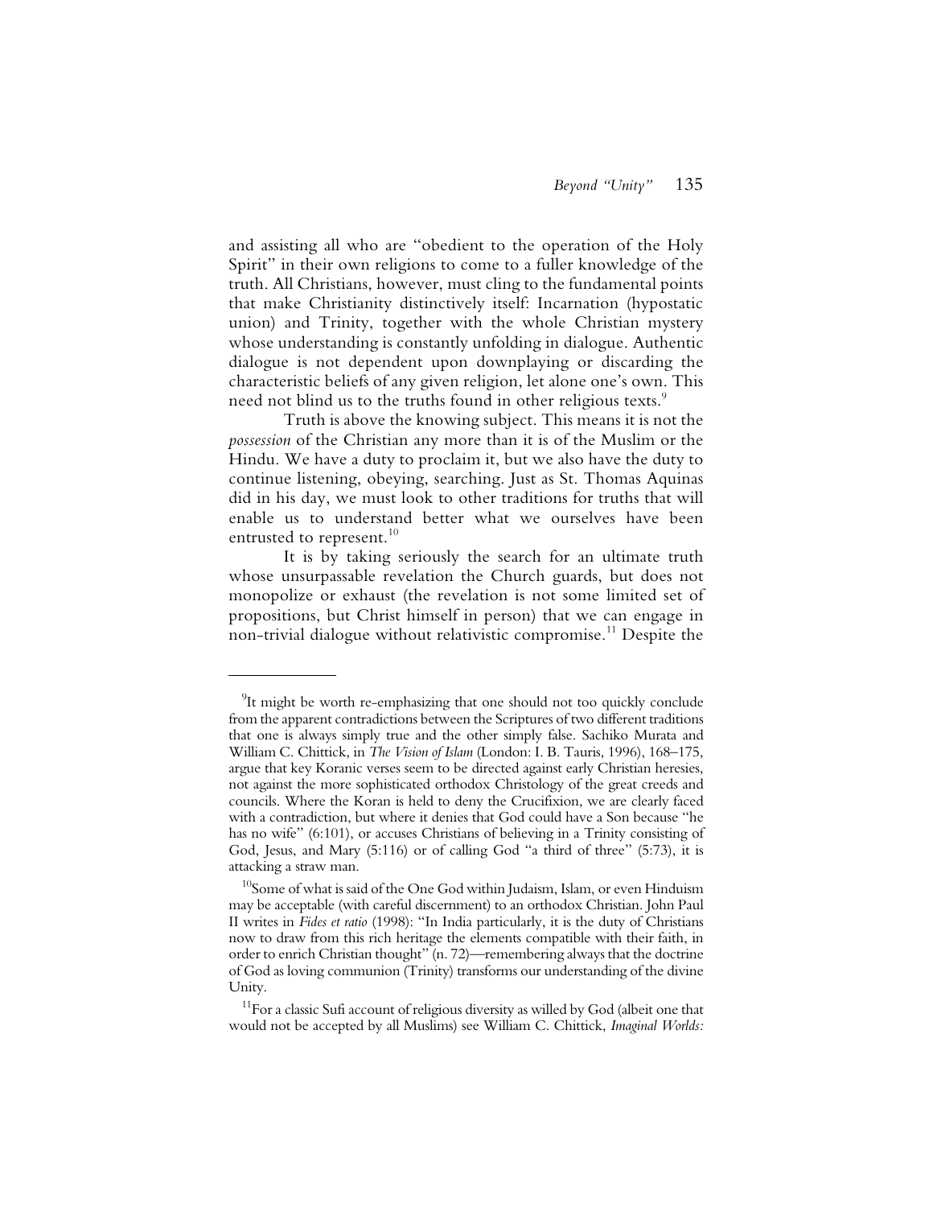and assisting all who are "obedient to the operation of the Holy Spirit" in their own religions to come to a fuller knowledge of the truth. All Christians, however, must cling to the fundamental points that make Christianity distinctively itself: Incarnation (hypostatic union) and Trinity, together with the whole Christian mystery whose understanding is constantly unfolding in dialogue. Authentic dialogue is not dependent upon downplaying or discarding the characteristic beliefs of any given religion, let alone one's own. This need not blind us to the truths found in other religious texts.[9]

Truth is above the knowing subject. This means it is not the *possession* of the Christian any more than it is of the Muslim or the Hindu. We have a duty to proclaim it, but we also have the duty to continue listening, obeying, searching. Just as St. Thomas Aquinas did in his day, we must look to other traditions for truths that will enable us to understand better what we ourselves have been entrusted to represent.[10]

It is by taking seriously the search for an ultimate truth whose unsurpassable revelation the Church guards, but does not monopolize or exhaust (the revelation is not some limited set of propositions, but Christ himself in person) that we can engage in non-trivial dialogue without relativistic compromise.[11] Despite the

---

[9] It might be worth re-emphasizing that one should not too quickly conclude from the apparent contradictions between the Scriptures of two different traditions that one is always simply true and the other simply false. Sachiko Murata and William C. Chittick, in *The Vision of Islam* (London: I. B. Tauris, 1996), 168–175, argue that key Koranic verses seem to be directed against early Christian heresies, not against the more sophisticated orthodox Christology of the great creeds and councils. Where the Koran is held to deny the Crucifixion, we are clearly faced with a contradiction, but where it denies that God could have a Son because "he has no wife" (6:101), or accuses Christians of believing in a Trinity consisting of God, Jesus, and Mary (5:116) or of calling God "a third of three" (5:73), it is attacking a straw man.

[10] Some of what is said of the One God within Judaism, Islam, or even Hinduism may be acceptable (with careful discernment) to an orthodox Christian. John Paul II writes in *Fides et ratio* (1998): "In India particularly, it is the duty of Christians now to draw from this rich heritage the elements compatible with their faith, in order to enrich Christian thought" (n. 72)—remembering always that the doctrine of God as loving communion (Trinity) transforms our understanding of the divine Unity.

[11] For a classic Sufi account of religious diversity as willed by God (albeit one that would not be accepted by all Muslims) see William C. Chittick, *Imaginal Worlds:*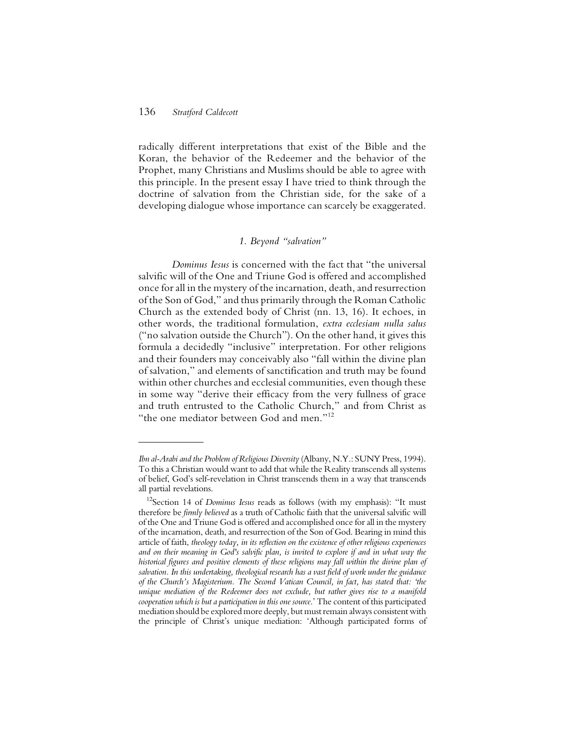radically different interpretations that exist of the Bible and the Koran, the behavior of the Redeemer and the behavior of the Prophet, many Christians and Muslims should be able to agree with this principle. In the present essay I have tried to think through the doctrine of salvation from the Christian side, for the sake of a developing dialogue whose importance can scarcely be exaggerated.

### *1. Beyond "salvation"*

*Dominus Iesus* is concerned with the fact that "the universal salvific will of the One and Triune God is offered and accomplished once for all in the mystery of the incarnation, death, and resurrection of the Son of God," and thus primarily through the Roman Catholic Church as the extended body of Christ (nn. 13, 16). It echoes, in other words, the traditional formulation, *extra ecclesiam nulla salus* ("no salvation outside the Church"). On the other hand, it gives this formula a decidedly "inclusive" interpretation. For other religions and their founders may conceivably also "fall within the divine plan of salvation," and elements of sanctification and truth may be found within other churches and ecclesial communities, even though these in some way "derive their efficacy from the very fullness of grace and truth entrusted to the Catholic Church," and from Christ as "the one mediator between God and men."[12]

---

*Ibn al-Arabi and the Problem of Religious Diversity* (Albany, N.Y.: SUNY Press, 1994). To this a Christian would want to add that while the Reality transcends all systems of belief, God's self-revelation in Christ transcends them in a way that transcends all partial revelations.

[12]Section 14 of *Dominus Iesus* reads as follows (with my emphasis): "It must therefore be *firmly believed* as a truth of Catholic faith that the universal salvific will of the One and Triune God is offered and accomplished once for all in the mystery of the incarnation, death, and resurrection of the Son of God. Bearing in mind this article of faith, *theology today, in its reflection on the existence of other religious experiences and on their meaning in God's salvific plan, is invited to explore if and in what way the historical figures and positive elements of these religions may fall within the divine plan of salvation. In this undertaking, theological research has a vast field of work under the guidance of the Church's Magisterium. The Second Vatican Council, in fact, has stated that: 'the unique mediation of the Redeemer does not exclude, but rather gives rise to a manifold cooperation which is but a participation in this one source*.' The content of this participated mediation should be explored more deeply, but must remain always consistent with the principle of Christ's unique mediation: 'Although participated forms of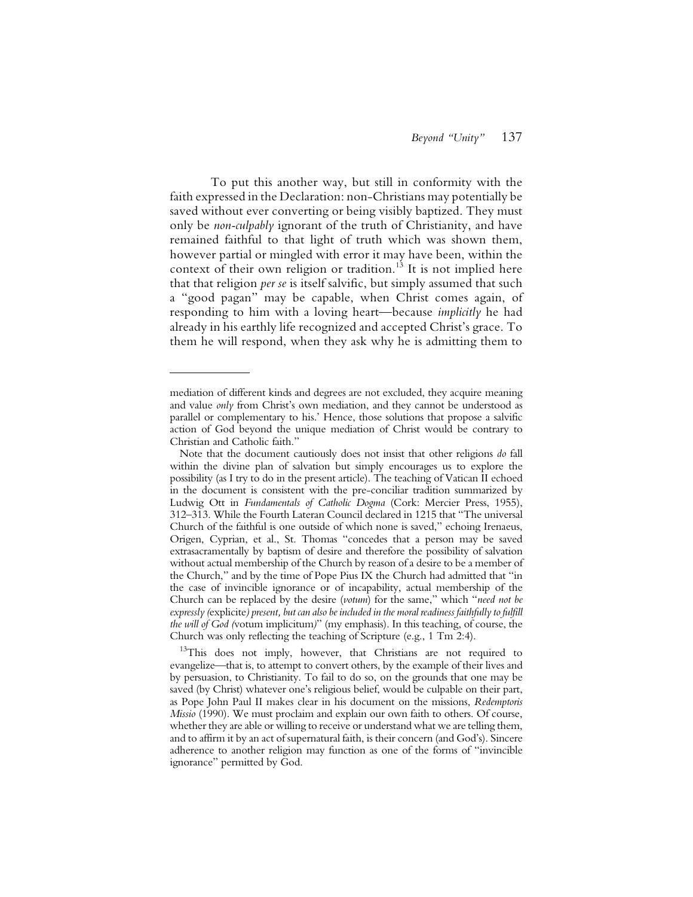To put this another way, but still in conformity with the faith expressed in the Declaration: non-Christians may potentially be saved without ever converting or being visibly baptized. They must only be *non-culpably* ignorant of the truth of Christianity, and have remained faithful to that light of truth which was shown them, however partial or mingled with error it may have been, within the context of their own religion or tradition.[13] It is not implied here that that religion *per se* is itself salvific, but simply assumed that such a "good pagan" may be capable, when Christ comes again, of responding to him with a loving heart—because *implicitly* he had already in his earthly life recognized and accepted Christ's grace. To them he will respond, when they ask why he is admitting them to

---

mediation of different kinds and degrees are not excluded, they acquire meaning and value *only* from Christ's own mediation, and they cannot be understood as parallel or complementary to his.' Hence, those solutions that propose a salvific action of God beyond the unique mediation of Christ would be contrary to Christian and Catholic faith."

Note that the document cautiously does not insist that other religions *do* fall within the divine plan of salvation but simply encourages us to explore the possibility (as I try to do in the present article). The teaching of Vatican II echoed in the document is consistent with the pre-conciliar tradition summarized by Ludwig Ott in *Fundamentals of Catholic Dogma* (Cork: Mercier Press, 1955), 312–313. While the Fourth Lateran Council declared in 1215 that "The universal Church of the faithful is one outside of which none is saved," echoing Irenaeus, Origen, Cyprian, et al., St. Thomas "concedes that a person may be saved extrasacramentally by baptism of desire and therefore the possibility of salvation without actual membership of the Church by reason of a desire to be a member of the Church," and by the time of Pope Pius IX the Church had admitted that "in the case of invincible ignorance or of incapability, actual membership of the Church can be replaced by the desire (*votum*) for the same," which "*need not be expressly (*explicite*) present, but can also be included in the moral readiness faithfully to fulfill the will of God (*votum implicitum*)*" (my emphasis). In this teaching, of course, the Church was only reflecting the teaching of Scripture (e.g., 1 Tm 2:4).

[13]This does not imply, however, that Christians are not required to evangelize—that is, to attempt to convert others, by the example of their lives and by persuasion, to Christianity. To fail to do so, on the grounds that one may be saved (by Christ) whatever one's religious belief, would be culpable on their part, as Pope John Paul II makes clear in his document on the missions, *Redemptoris Missio* (1990). We must proclaim and explain our own faith to others. Of course, whether they are able or willing to receive or understand what we are telling them, and to affirm it by an act of supernatural faith, is their concern (and God's). Sincere adherence to another religion may function as one of the forms of "invincible ignorance" permitted by God.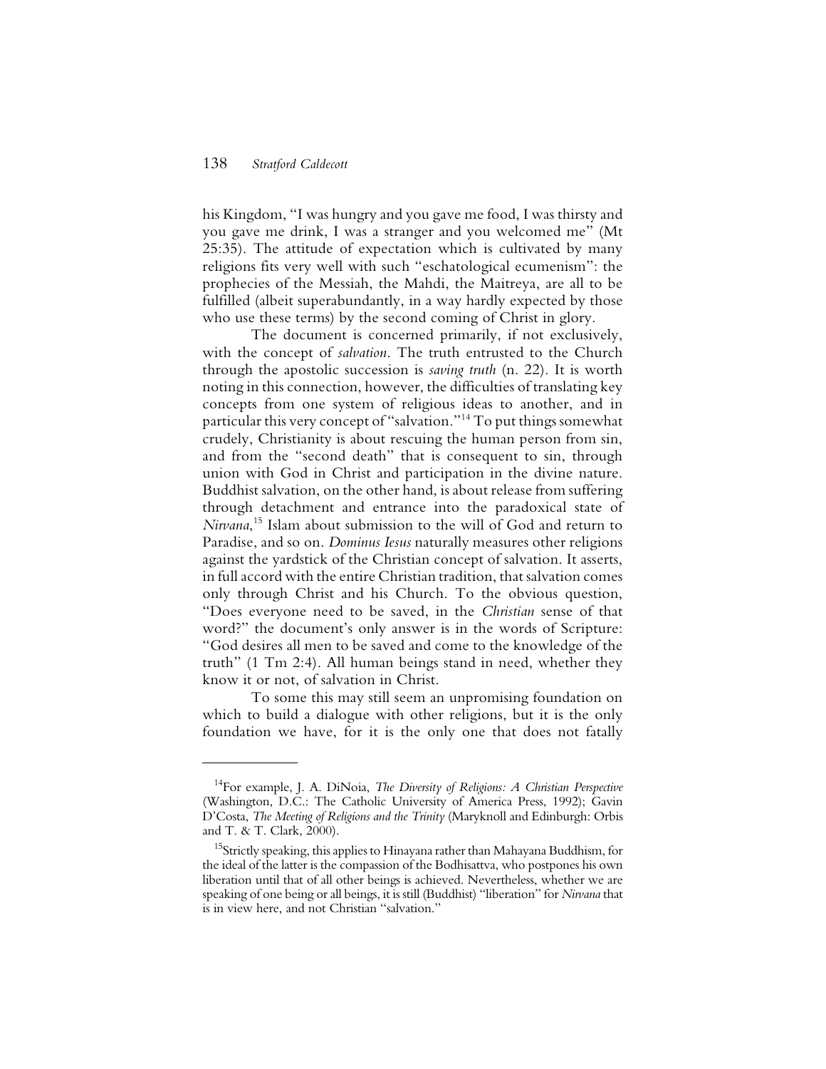his Kingdom, "I was hungry and you gave me food, I was thirsty and you gave me drink, I was a stranger and you welcomed me" (Mt 25:35). The attitude of expectation which is cultivated by many religions fits very well with such "eschatological ecumenism": the prophecies of the Messiah, the Mahdi, the Maitreya, are all to be fulfilled (albeit superabundantly, in a way hardly expected by those who use these terms) by the second coming of Christ in glory.

The document is concerned primarily, if not exclusively, with the concept of *salvation*. The truth entrusted to the Church through the apostolic succession is *saving truth* (n. 22). It is worth noting in this connection, however, the difficulties of translating key concepts from one system of religious ideas to another, and in particular this very concept of "salvation."[14] To put things somewhat crudely, Christianity is about rescuing the human person from sin, and from the "second death" that is consequent to sin, through union with God in Christ and participation in the divine nature. Buddhist salvation, on the other hand, is about release from suffering through detachment and entrance into the paradoxical state of *Nirvana*,[15] Islam about submission to the will of God and return to Paradise, and so on. *Dominus Iesus* naturally measures other religions against the yardstick of the Christian concept of salvation. It asserts, in full accord with the entire Christian tradition, that salvation comes only through Christ and his Church. To the obvious question, "Does everyone need to be saved, in the *Christian* sense of that word?" the document's only answer is in the words of Scripture: "God desires all men to be saved and come to the knowledge of the truth" (1 Tm 2:4). All human beings stand in need, whether they know it or not, of salvation in Christ.

To some this may still seem an unpromising foundation on which to build a dialogue with other religions, but it is the only foundation we have, for it is the only one that does not fatally

---

[14]For example, J. A. DiNoia, *The Diversity of Religions: A Christian Perspective* (Washington, D.C.: The Catholic University of America Press, 1992); Gavin D'Costa, *The Meeting of Religions and the Trinity* (Maryknoll and Edinburgh: Orbis and T. & T. Clark, 2000).

[15]Strictly speaking, this applies to Hinayana rather than Mahayana Buddhism, for the ideal of the latter is the compassion of the Bodhisattva, who postpones his own liberation until that of all other beings is achieved. Nevertheless, whether we are speaking of one being or all beings, it is still (Buddhist) "liberation" for *Nirvana* that is in view here, and not Christian "salvation."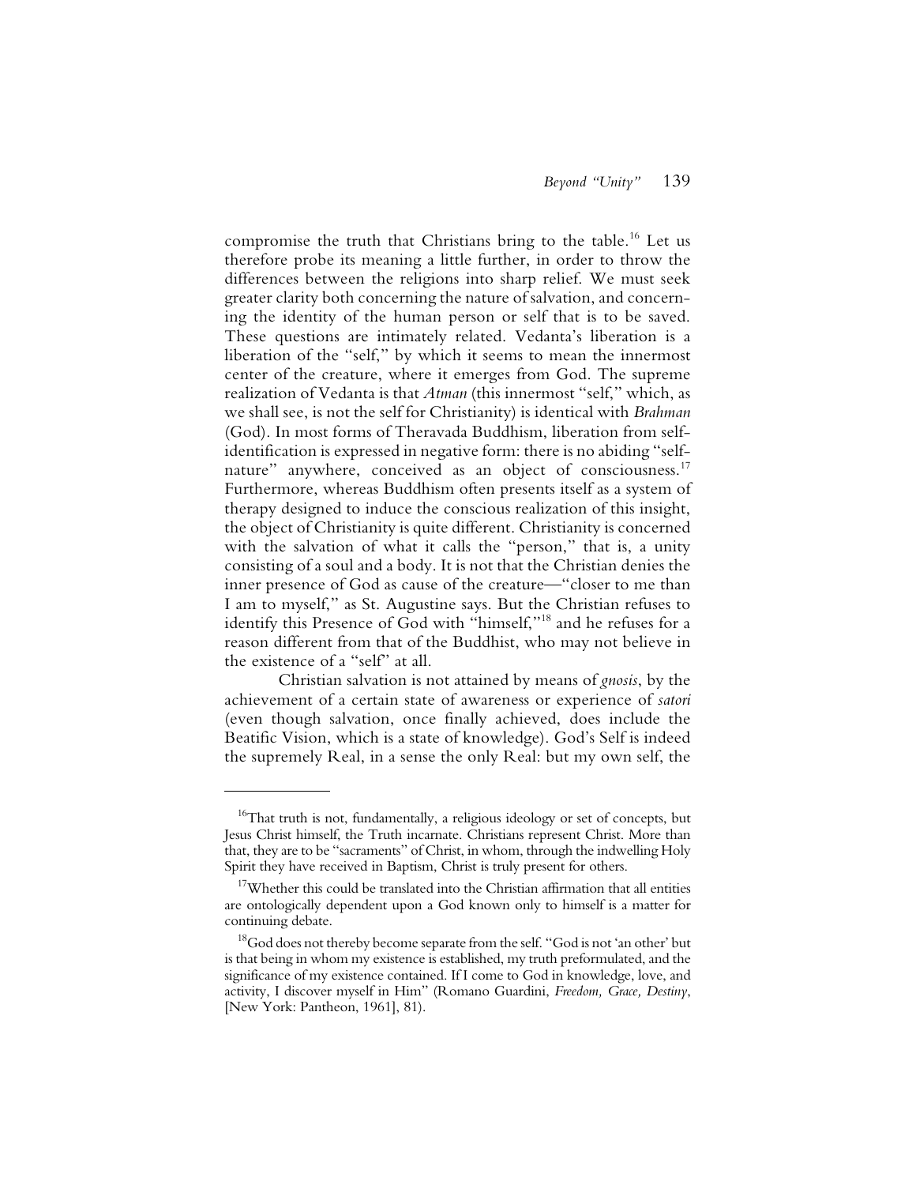compromise the truth that Christians bring to the table.[16] Let us therefore probe its meaning a little further, in order to throw the differences between the religions into sharp relief. We must seek greater clarity both concerning the nature of salvation, and concerning the identity of the human person or self that is to be saved. These questions are intimately related. Vedanta's liberation is a liberation of the "self," by which it seems to mean the innermost center of the creature, where it emerges from God. The supreme realization of Vedanta is that *Atman* (this innermost "self," which, as we shall see, is not the self for Christianity) is identical with *Brahman* (God). In most forms of Theravada Buddhism, liberation from self-identification is expressed in negative form: there is no abiding "self-nature" anywhere, conceived as an object of consciousness.[17] Furthermore, whereas Buddhism often presents itself as a system of therapy designed to induce the conscious realization of this insight, the object of Christianity is quite different. Christianity is concerned with the salvation of what it calls the "person," that is, a unity consisting of a soul and a body. It is not that the Christian denies the inner presence of God as cause of the creature—"closer to me than I am to myself," as St. Augustine says. But the Christian refuses to identify this Presence of God with "himself,"[18] and he refuses for a reason different from that of the Buddhist, who may not believe in the existence of a "self" at all.

Christian salvation is not attained by means of *gnosis*, by the achievement of a certain state of awareness or experience of *satori* (even though salvation, once finally achieved, does include the Beatific Vision, which is a state of knowledge). God's Self is indeed the supremely Real, in a sense the only Real: but my own self, the

---

[16] That truth is not, fundamentally, a religious ideology or set of concepts, but Jesus Christ himself, the Truth incarnate. Christians represent Christ. More than that, they are to be "sacraments" of Christ, in whom, through the indwelling Holy Spirit they have received in Baptism, Christ is truly present for others.

[17] Whether this could be translated into the Christian affirmation that all entities are ontologically dependent upon a God known only to himself is a matter for continuing debate.

[18] God does not thereby become separate from the self. "God is not 'an other' but is that being in whom my existence is established, my truth preformulated, and the significance of my existence contained. If I come to God in knowledge, love, and activity, I discover myself in Him" (Romano Guardini, *Freedom, Grace, Destiny*, [New York: Pantheon, 1961], 81).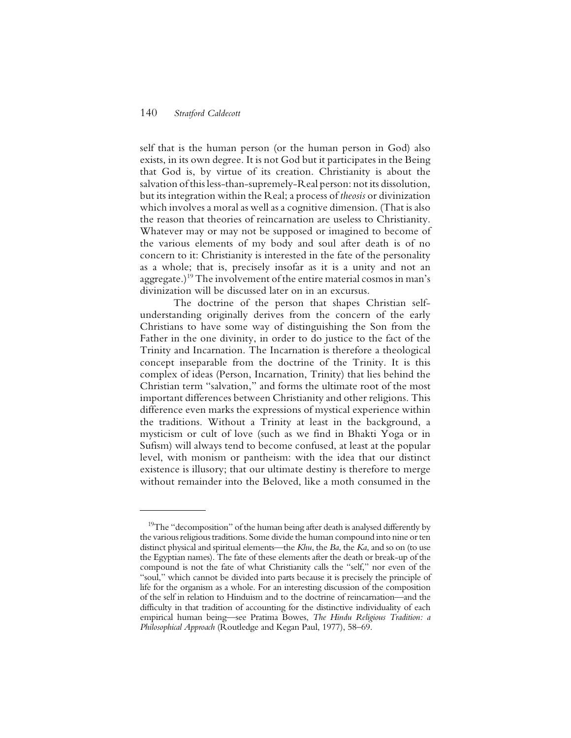self that is the human person (or the human person in God) also exists, in its own degree. It is not God but it participates in the Being that God is, by virtue of its creation. Christianity is about the salvation of this less-than-supremely-Real person: not its dissolution, but its integration within the Real; a process of *theosis* or divinization which involves a moral as well as a cognitive dimension. (That is also the reason that theories of reincarnation are useless to Christianity. Whatever may or may not be supposed or imagined to become of the various elements of my body and soul after death is of no concern to it: Christianity is interested in the fate of the personality as a whole; that is, precisely insofar as it is a unity and not an aggregate.)[19] The involvement of the entire material cosmos in man's divinization will be discussed later on in an excursus.

The doctrine of the person that shapes Christian self-understanding originally derives from the concern of the early Christians to have some way of distinguishing the Son from the Father in the one divinity, in order to do justice to the fact of the Trinity and Incarnation. The Incarnation is therefore a theological concept inseparable from the doctrine of the Trinity. It is this complex of ideas (Person, Incarnation, Trinity) that lies behind the Christian term "salvation," and forms the ultimate root of the most important differences between Christianity and other religions. This difference even marks the expressions of mystical experience within the traditions. Without a Trinity at least in the background, a mysticism or cult of love (such as we find in Bhakti Yoga or in Sufism) will always tend to become confused, at least at the popular level, with monism or pantheism: with the idea that our distinct existence is illusory; that our ultimate destiny is therefore to merge without remainder into the Beloved, like a moth consumed in the

---

[19] The "decomposition" of the human being after death is analysed differently by the various religious traditions. Some divide the human compound into nine or ten distinct physical and spiritual elements—the *Khu*, the *Ba*, the *Ka*, and so on (to use the Egyptian names). The fate of these elements after the death or break-up of the compound is not the fate of what Christianity calls the "self," nor even of the "soul," which cannot be divided into parts because it is precisely the principle of life for the organism as a whole. For an interesting discussion of the composition of the self in relation to Hinduism and to the doctrine of reincarnation—and the difficulty in that tradition of accounting for the distinctive individuality of each empirical human being—see Pratima Bowes, *The Hindu Religious Tradition: a Philosophical Approach* (Routledge and Kegan Paul, 1977), 58–69.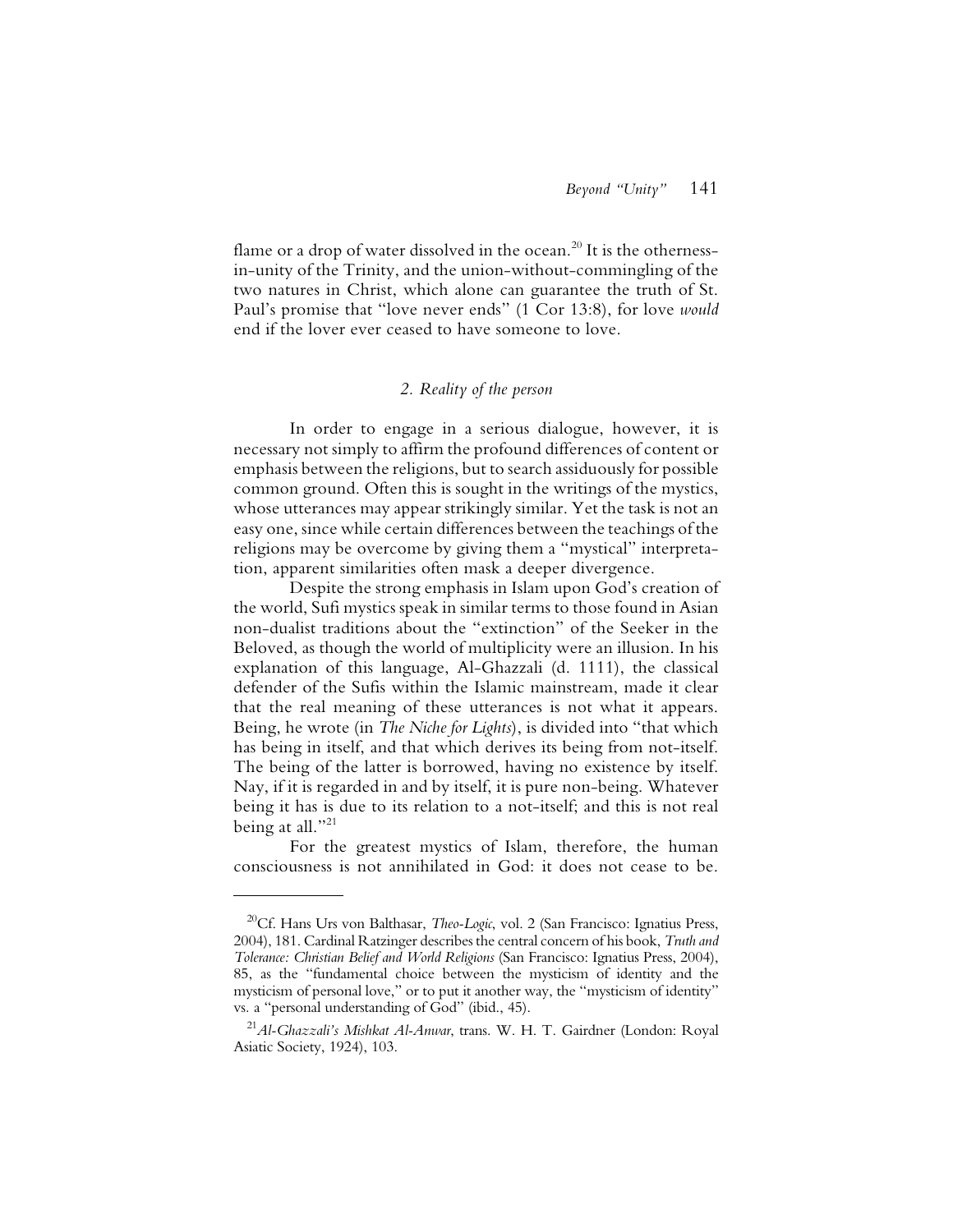flame or a drop of water dissolved in the ocean.[20] It is the otherness-in-unity of the Trinity, and the union-without-commingling of the two natures in Christ, which alone can guarantee the truth of St. Paul's promise that "love never ends" (1 Cor 13:8), for love *would* end if the lover ever ceased to have someone to love.

### *2. Reality of the person*

In order to engage in a serious dialogue, however, it is necessary not simply to affirm the profound differences of content or emphasis between the religions, but to search assiduously for possible common ground. Often this is sought in the writings of the mystics, whose utterances may appear strikingly similar. Yet the task is not an easy one, since while certain differences between the teachings of the religions may be overcome by giving them a "mystical" interpretation, apparent similarities often mask a deeper divergence.

Despite the strong emphasis in Islam upon God's creation of the world, Sufi mystics speak in similar terms to those found in Asian non-dualist traditions about the "extinction" of the Seeker in the Beloved, as though the world of multiplicity were an illusion. In his explanation of this language, Al-Ghazzali (d. 1111), the classical defender of the Sufis within the Islamic mainstream, made it clear that the real meaning of these utterances is not what it appears. Being, he wrote (in *The Niche for Lights*), is divided into "that which has being in itself, and that which derives its being from not-itself. The being of the latter is borrowed, having no existence by itself. Nay, if it is regarded in and by itself, it is pure non-being. Whatever being it has is due to its relation to a not-itself; and this is not real being at all."[21]

For the greatest mystics of Islam, therefore, the human consciousness is not annihilated in God: it does not cease to be.

---

[20] Cf. Hans Urs von Balthasar, *Theo-Logic*, vol. 2 (San Francisco: Ignatius Press, 2004), 181. Cardinal Ratzinger describes the central concern of his book, *Truth and Tolerance: Christian Belief and World Religions* (San Francisco: Ignatius Press, 2004), 85, as the "fundamental choice between the mysticism of identity and the mysticism of personal love," or to put it another way, the "mysticism of identity" vs. a "personal understanding of God" (ibid., 45).

[21] *Al-Ghazzali's Mishkat Al-Anwar*, trans. W. H. T. Gairdner (London: Royal Asiatic Society, 1924), 103.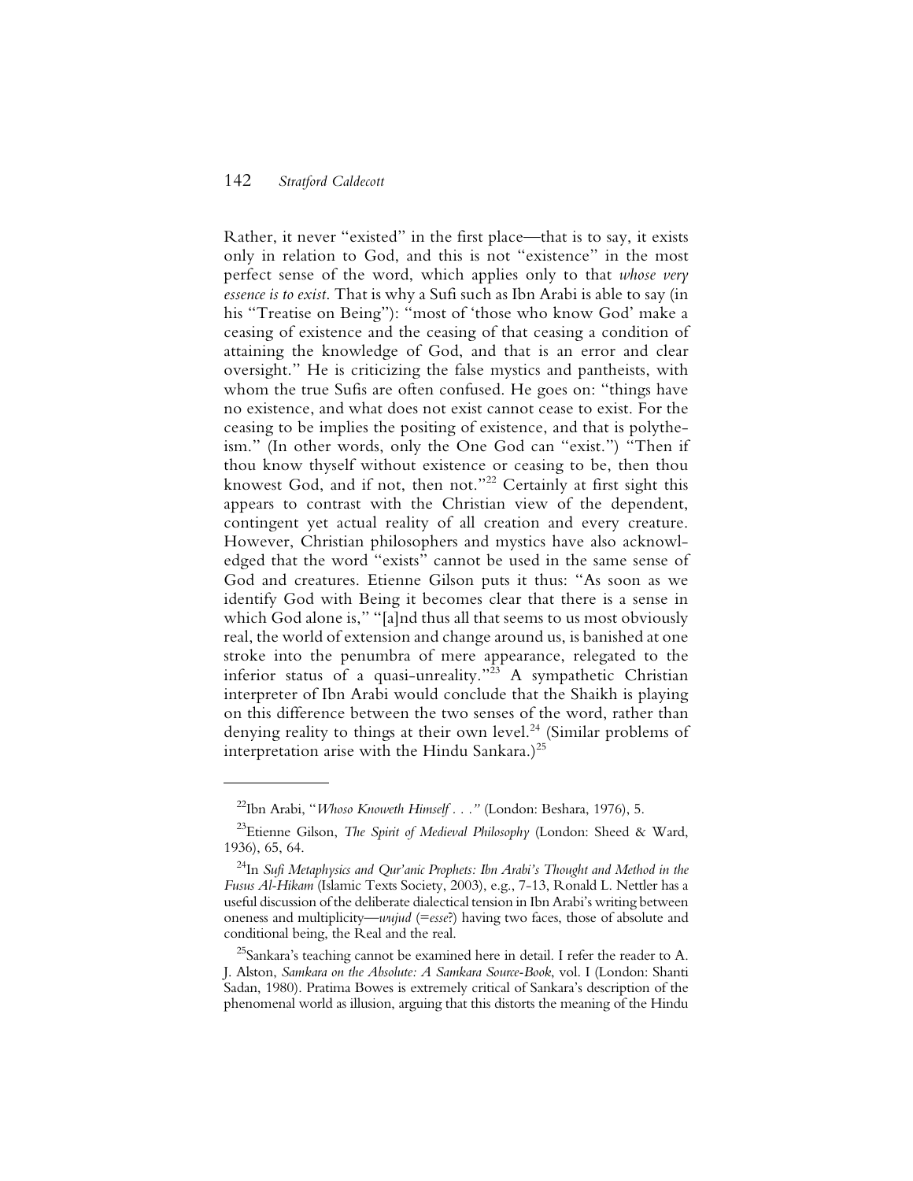Rather, it never "existed" in the first place—that is to say, it exists only in relation to God, and this is not "existence" in the most perfect sense of the word, which applies only to that *whose very essence is to exist*. That is why a Sufi such as Ibn Arabi is able to say (in his "Treatise on Being"): "most of 'those who know God' make a ceasing of existence and the ceasing of that ceasing a condition of attaining the knowledge of God, and that is an error and clear oversight." He is criticizing the false mystics and pantheists, with whom the true Sufis are often confused. He goes on: "things have no existence, and what does not exist cannot cease to exist. For the ceasing to be implies the positing of existence, and that is polytheism." (In other words, only the One God can "exist.") "Then if thou know thyself without existence or ceasing to be, then thou knowest God, and if not, then not."[22] Certainly at first sight this appears to contrast with the Christian view of the dependent, contingent yet actual reality of all creation and every creature. However, Christian philosophers and mystics have also acknowledged that the word "exists" cannot be used in the same sense of God and creatures. Etienne Gilson puts it thus: "As soon as we identify God with Being it becomes clear that there is a sense in which God alone is," "[a]nd thus all that seems to us most obviously real, the world of extension and change around us, is banished at one stroke into the penumbra of mere appearance, relegated to the inferior status of a quasi-unreality."[23] A sympathetic Christian interpreter of Ibn Arabi would conclude that the Shaikh is playing on this difference between the two senses of the word, rather than denying reality to things at their own level.[24] (Similar problems of interpretation arise with the Hindu Sankara.)[25]

---

[22]Ibn Arabi, "*Whoso Knoweth Himself . . .*" (London: Beshara, 1976), 5.

[23]Etienne Gilson, *The Spirit of Medieval Philosophy* (London: Sheed & Ward, 1936), 65, 64.

[24]In *Sufi Metaphysics and Qur'anic Prophets: Ibn Arabi's Thought and Method in the Fusus Al-Hikam* (Islamic Texts Society, 2003), e.g., 7-13, Ronald L. Nettler has a useful discussion of the deliberate dialectical tension in Ibn Arabi's writing between oneness and multiplicity—*wujud* (=*esse*?) having two faces, those of absolute and conditional being, the Real and the real.

[25]Sankara's teaching cannot be examined here in detail. I refer the reader to A. J. Alston, *Samkara on the Absolute: A Samkara Source-Book*, vol. I (London: Shanti Sadan, 1980). Pratima Bowes is extremely critical of Sankara's description of the phenomenal world as illusion, arguing that this distorts the meaning of the Hindu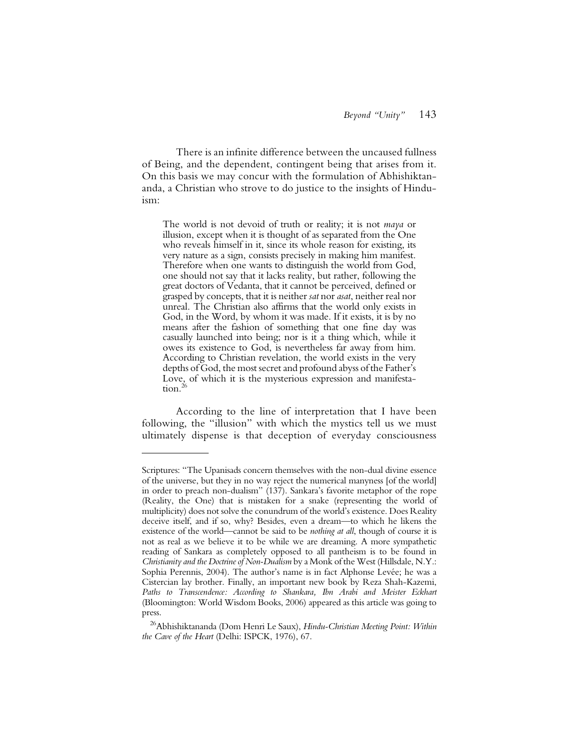There is an infinite difference between the uncaused fullness of Being, and the dependent, contingent being that arises from it. On this basis we may concur with the formulation of Abhishiktananda, a Christian who strove to do justice to the insights of Hinduism:

> The world is not devoid of truth or reality; it is not *maya* or illusion, except when it is thought of as separated from the One who reveals himself in it, since its whole reason for existing, its very nature as a sign, consists precisely in making him manifest. Therefore when one wants to distinguish the world from God, one should not say that it lacks reality, but rather, following the great doctors of Vedanta, that it cannot be perceived, defined or grasped by concepts, that it is neither *sat* nor *asat*, neither real nor unreal. The Christian also affirms that the world only exists in God, in the Word, by whom it was made. If it exists, it is by no means after the fashion of something that one fine day was casually launched into being; nor is it a thing which, while it owes its existence to God, is nevertheless far away from him. According to Christian revelation, the world exists in the very depths of God, the most secret and profound abyss of the Father's Love, of which it is the mysterious expression and manifestation.[26]

According to the line of interpretation that I have been following, the "illusion" with which the mystics tell us we must ultimately dispense is that deception of everyday consciousness

---

Scriptures: "The Upanisads concern themselves with the non-dual divine essence of the universe, but they in no way reject the numerical manyness [of the world] in order to preach non-dualism" (137). Sankara's favorite metaphor of the rope (Reality, the One) that is mistaken for a snake (representing the world of multiplicity) does not solve the conundrum of the world's existence. Does Reality deceive itself, and if so, why? Besides, even a dream—to which he likens the existence of the world—cannot be said to be *nothing at all*, though of course it is not as real as we believe it to be while we are dreaming. A more sympathetic reading of Sankara as completely opposed to all pantheism is to be found in *Christianity and the Doctrine of Non-Dualism* by a Monk of the West (Hillsdale, N.Y.: Sophia Perennis, 2004). The author's name is in fact Alphonse Levée; he was a Cistercian lay brother. Finally, an important new book by Reza Shah-Kazemi, *Paths to Transcendence: According to Shankara, Ibn Arabi and Meister Eckhart* (Bloomington: World Wisdom Books, 2006) appeared as this article was going to press.

[26] Abhishiktananda (Dom Henri Le Saux), *Hindu-Christian Meeting Point: Within the Cave of the Heart* (Delhi: ISPCK, 1976), 67.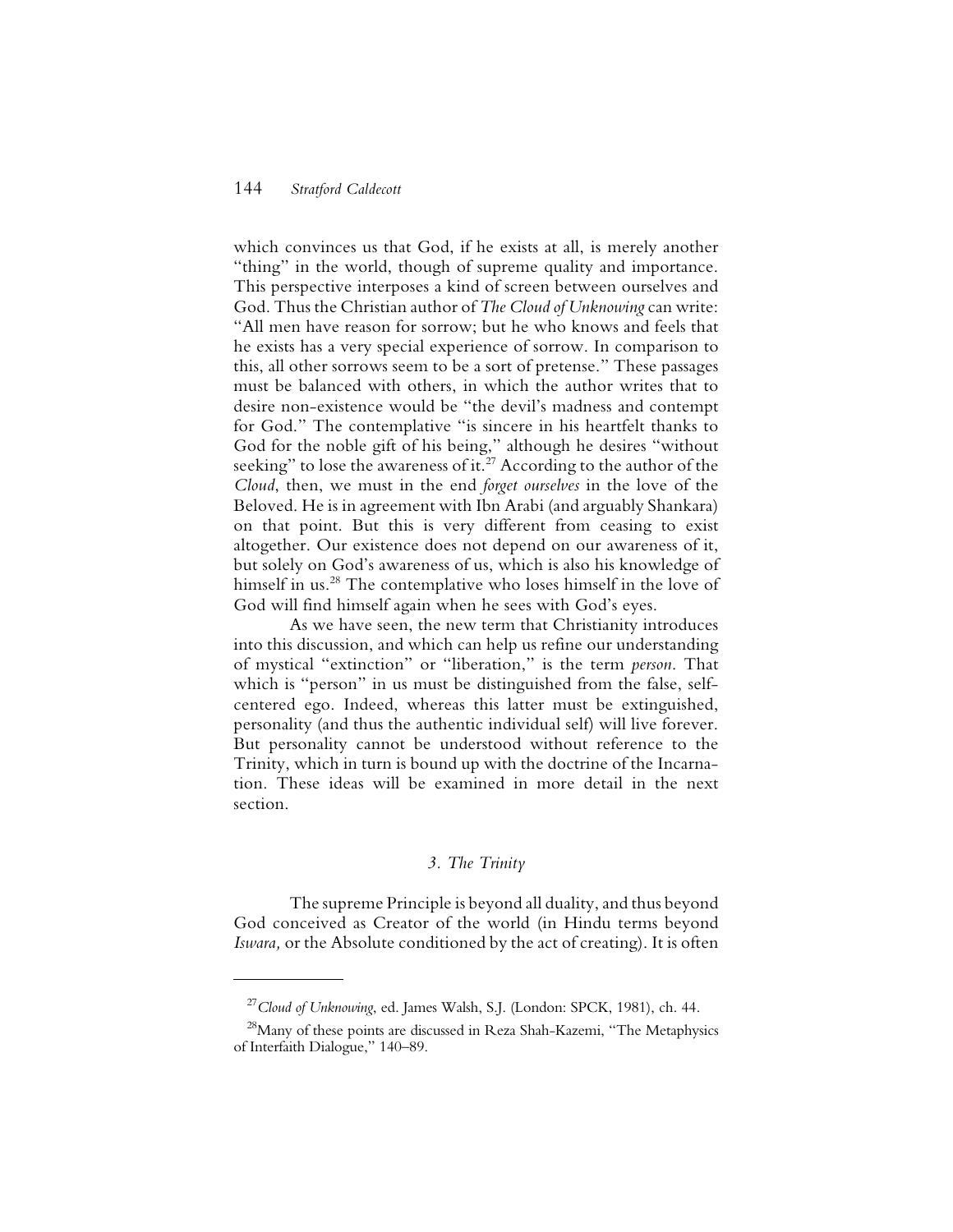which convinces us that God, if he exists at all, is merely another "thing" in the world, though of supreme quality and importance. This perspective interposes a kind of screen between ourselves and God. Thus the Christian author of *The Cloud of Unknowing* can write: "All men have reason for sorrow; but he who knows and feels that he exists has a very special experience of sorrow. In comparison to this, all other sorrows seem to be a sort of pretense." These passages must be balanced with others, in which the author writes that to desire non-existence would be "the devil's madness and contempt for God." The contemplative "is sincere in his heartfelt thanks to God for the noble gift of his being," although he desires "without seeking" to lose the awareness of it.[27] According to the author of the *Cloud*, then, we must in the end *forget ourselves* in the love of the Beloved. He is in agreement with Ibn Arabi (and arguably Shankara) on that point. But this is very different from ceasing to exist altogether. Our existence does not depend on our awareness of it, but solely on God's awareness of us, which is also his knowledge of himself in us.[28] The contemplative who loses himself in the love of God will find himself again when he sees with God's eyes.

As we have seen, the new term that Christianity introduces into this discussion, and which can help us refine our understanding of mystical "extinction" or "liberation," is the term *person*. That which is "person" in us must be distinguished from the false, self-centered ego. Indeed, whereas this latter must be extinguished, personality (and thus the authentic individual self) will live forever. But personality cannot be understood without reference to the Trinity, which in turn is bound up with the doctrine of the Incarnation. These ideas will be examined in more detail in the next section.

### *3. The Trinity*

The supreme Principle is beyond all duality, and thus beyond God conceived as Creator of the world (in Hindu terms beyond *Iswara,* or the Absolute conditioned by the act of creating). It is often

---

[27] *Cloud of Unknowing*, ed. James Walsh, S.J. (London: SPCK, 1981), ch. 44.

[28] Many of these points are discussed in Reza Shah-Kazemi, "The Metaphysics of Interfaith Dialogue," 140–89.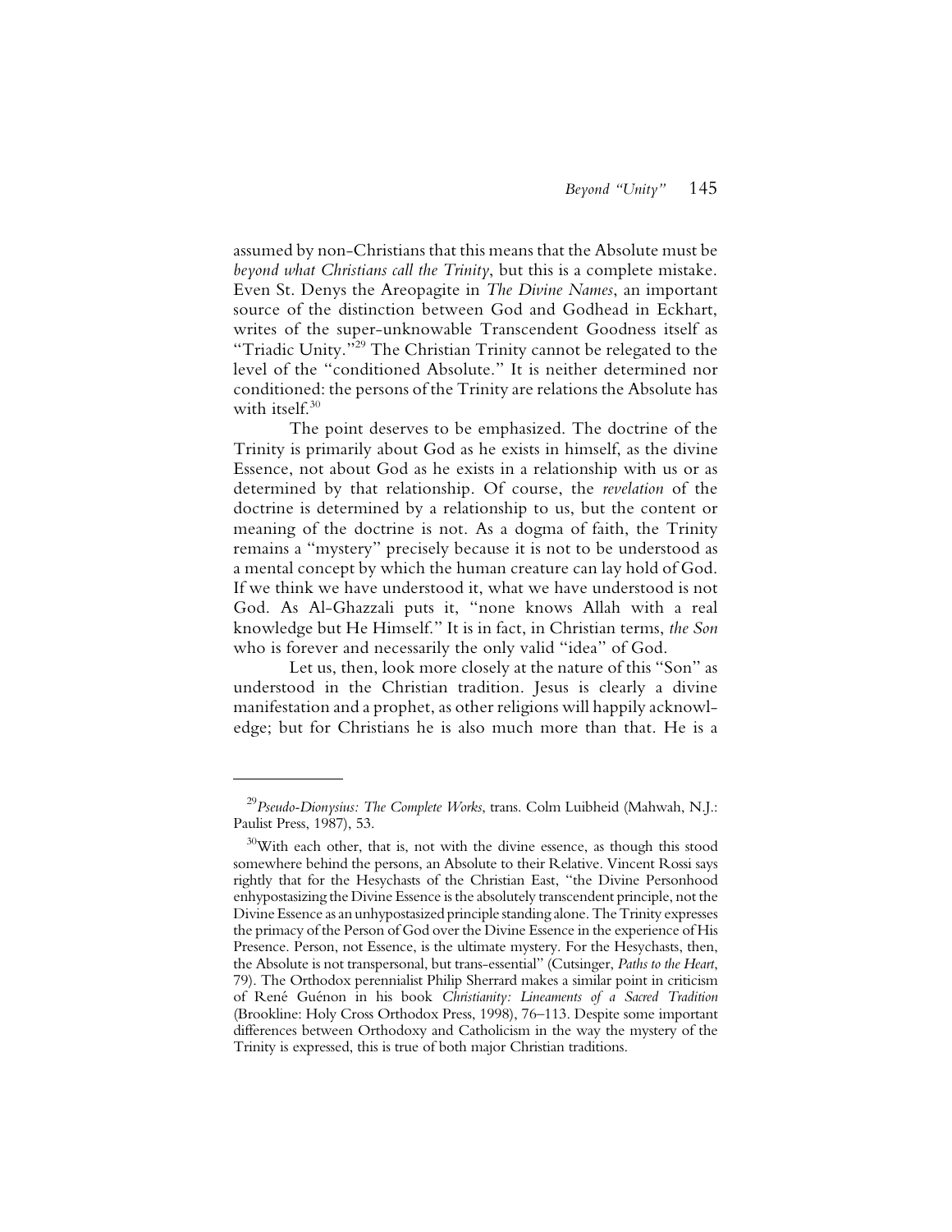assumed by non-Christians that this means that the Absolute must be *beyond what Christians call the Trinity*, but this is a complete mistake. Even St. Denys the Areopagite in *The Divine Names*, an important source of the distinction between God and Godhead in Eckhart, writes of the super-unknowable Transcendent Goodness itself as "Triadic Unity."[29] The Christian Trinity cannot be relegated to the level of the "conditioned Absolute." It is neither determined nor conditioned: the persons of the Trinity are relations the Absolute has with itself.[30]

The point deserves to be emphasized. The doctrine of the Trinity is primarily about God as he exists in himself, as the divine Essence, not about God as he exists in a relationship with us or as determined by that relationship. Of course, the *revelation* of the doctrine is determined by a relationship to us, but the content or meaning of the doctrine is not. As a dogma of faith, the Trinity remains a "mystery" precisely because it is not to be understood as a mental concept by which the human creature can lay hold of God. If we think we have understood it, what we have understood is not God. As Al-Ghazzali puts it, "none knows Allah with a real knowledge but He Himself." It is in fact, in Christian terms, *the Son* who is forever and necessarily the only valid "idea" of God.

Let us, then, look more closely at the nature of this "Son" as understood in the Christian tradition. Jesus is clearly a divine manifestation and a prophet, as other religions will happily acknowledge; but for Christians he is also much more than that. He is a

---

[29] *Pseudo-Dionysius: The Complete Works*, trans. Colm Luibheid (Mahwah, N.J.: Paulist Press, 1987), 53.

[30] With each other, that is, not with the divine essence, as though this stood somewhere behind the persons, an Absolute to their Relative. Vincent Rossi says rightly that for the Hesychasts of the Christian East, "the Divine Personhood enhypostasizing the Divine Essence is the absolutely transcendent principle, not the Divine Essence as an unhypostasized principle standing alone. The Trinity expresses the primacy of the Person of God over the Divine Essence in the experience of His Presence. Person, not Essence, is the ultimate mystery. For the Hesychasts, then, the Absolute is not transpersonal, but trans-essential" (Cutsinger, *Paths to the Heart*, 79). The Orthodox perennialist Philip Sherrard makes a similar point in criticism of René Guénon in his book *Christianity: Lineaments of a Sacred Tradition* (Brookline: Holy Cross Orthodox Press, 1998), 76–113. Despite some important differences between Orthodoxy and Catholicism in the way the mystery of the Trinity is expressed, this is true of both major Christian traditions.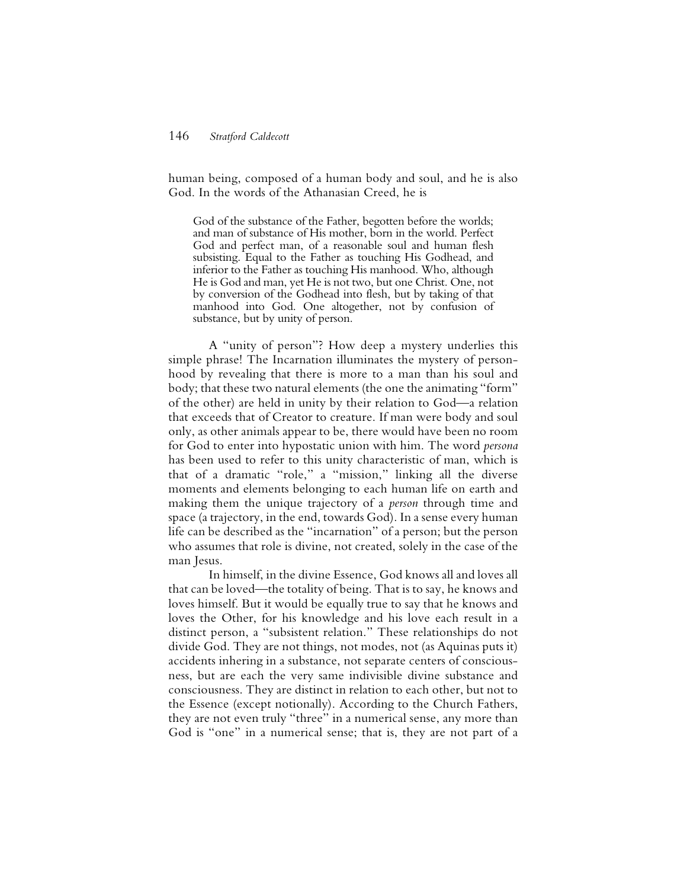human being, composed of a human body and soul, and he is also God. In the words of the Athanasian Creed, he is

> God of the substance of the Father, begotten before the worlds; and man of substance of His mother, born in the world. Perfect God and perfect man, of a reasonable soul and human flesh subsisting. Equal to the Father as touching His Godhead, and inferior to the Father as touching His manhood. Who, although He is God and man, yet He is not two, but one Christ. One, not by conversion of the Godhead into flesh, but by taking of that manhood into God. One altogether, not by confusion of substance, but by unity of person.

A "unity of person"? How deep a mystery underlies this simple phrase! The Incarnation illuminates the mystery of personhood by revealing that there is more to a man than his soul and body; that these two natural elements (the one the animating "form" of the other) are held in unity by their relation to God—a relation that exceeds that of Creator to creature. If man were body and soul only, as other animals appear to be, there would have been no room for God to enter into hypostatic union with him. The word *persona* has been used to refer to this unity characteristic of man, which is that of a dramatic "role," a "mission," linking all the diverse moments and elements belonging to each human life on earth and making them the unique trajectory of a *person* through time and space (a trajectory, in the end, towards God). In a sense every human life can be described as the "incarnation" of a person; but the person who assumes that role is divine, not created, solely in the case of the man Jesus.

In himself, in the divine Essence, God knows all and loves all that can be loved—the totality of being. That is to say, he knows and loves himself. But it would be equally true to say that he knows and loves the Other, for his knowledge and his love each result in a distinct person, a "subsistent relation." These relationships do not divide God. They are not things, not modes, not (as Aquinas puts it) accidents inhering in a substance, not separate centers of consciousness, but are each the very same indivisible divine substance and consciousness. They are distinct in relation to each other, but not to the Essence (except notionally). According to the Church Fathers, they are not even truly "three" in a numerical sense, any more than God is "one" in a numerical sense; that is, they are not part of a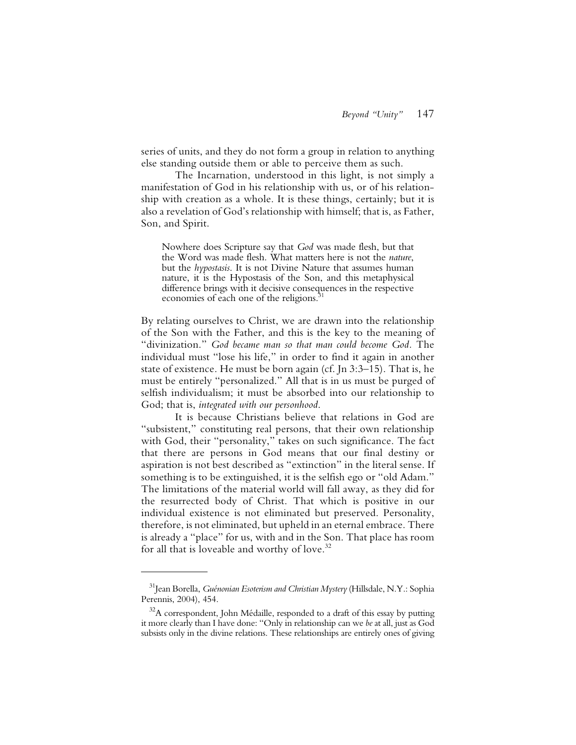series of units, and they do not form a group in relation to anything else standing outside them or able to perceive them as such.

The Incarnation, understood in this light, is not simply a manifestation of God in his relationship with us, or of his relationship with creation as a whole. It is these things, certainly; but it is also a revelation of God's relationship with himself; that is, as Father, Son, and Spirit.

> Nowhere does Scripture say that *God* was made flesh, but that the Word was made flesh. What matters here is not the *nature*, but the *hypostasis*. It is not Divine Nature that assumes human nature, it is the Hypostasis of the Son, and this metaphysical difference brings with it decisive consequences in the respective economies of each one of the religions.[31]

By relating ourselves to Christ, we are drawn into the relationship of the Son with the Father, and this is the key to the meaning of "divinization." *God became man so that man could become God.* The individual must "lose his life," in order to find it again in another state of existence. He must be born again (cf. Jn 3:3–15). That is, he must be entirely "personalized." All that is in us must be purged of selfish individualism; it must be absorbed into our relationship to God; that is, *integrated with our personhood.*

It is because Christians believe that relations in God are "subsistent," constituting real persons, that their own relationship with God, their "personality," takes on such significance. The fact that there are persons in God means that our final destiny or aspiration is not best described as "extinction" in the literal sense. If something is to be extinguished, it is the selfish ego or "old Adam." The limitations of the material world will fall away, as they did for the resurrected body of Christ. That which is positive in our individual existence is not eliminated but preserved. Personality, therefore, is not eliminated, but upheld in an eternal embrace. There is already a "place" for us, with and in the Son. That place has room for all that is loveable and worthy of love.[32]

---

[31] Jean Borella, *Guénonian Esoterism and Christian Mystery* (Hillsdale, N.Y.: Sophia Perennis, 2004), 454.

[32] A correspondent, John Médaille, responded to a draft of this essay by putting it more clearly than I have done: "Only in relationship can we *be* at all, just as God subsists only in the divine relations. These relationships are entirely ones of giving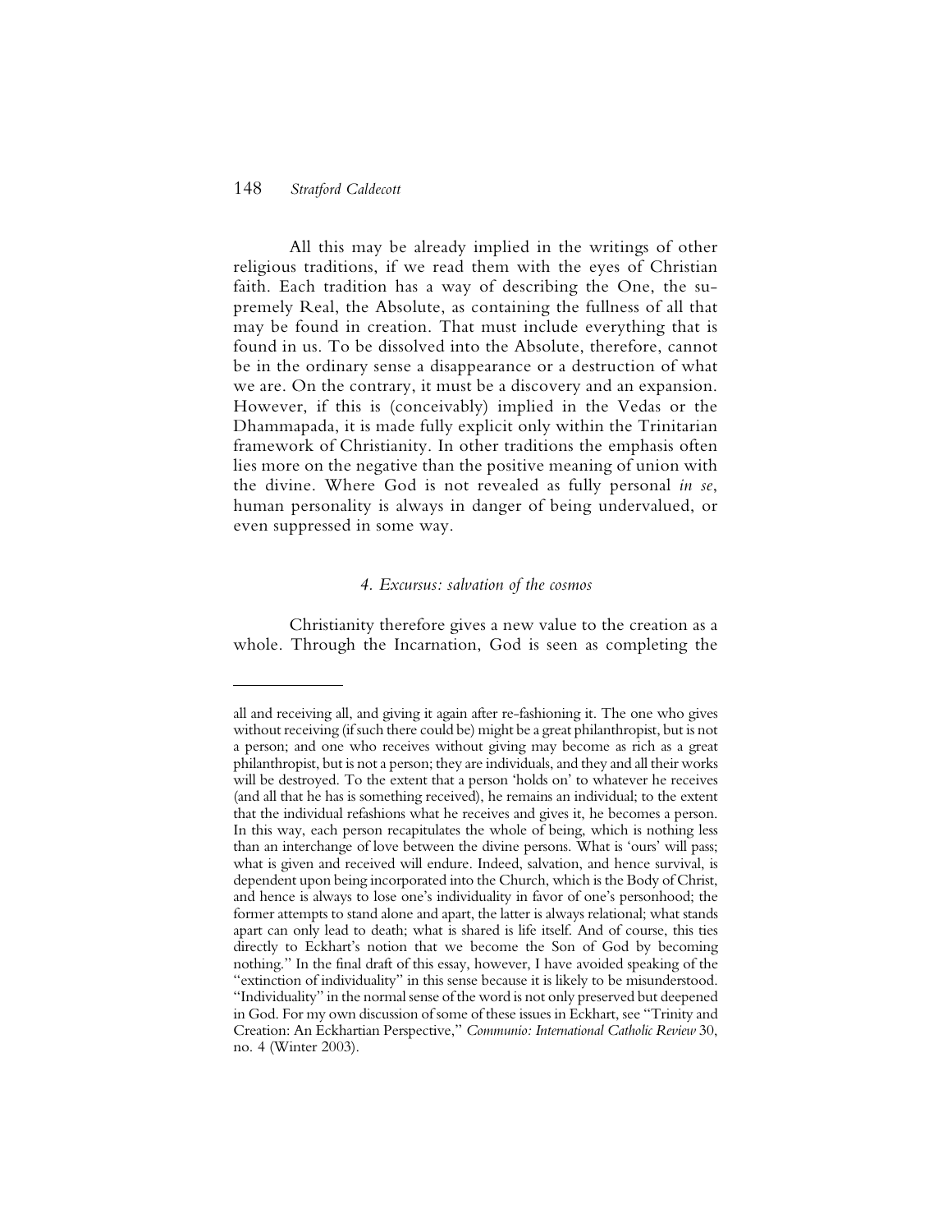All this may be already implied in the writings of other religious traditions, if we read them with the eyes of Christian faith. Each tradition has a way of describing the One, the supremely Real, the Absolute, as containing the fullness of all that may be found in creation. That must include everything that is found in us. To be dissolved into the Absolute, therefore, cannot be in the ordinary sense a disappearance or a destruction of what we are. On the contrary, it must be a discovery and an expansion. However, if this is (conceivably) implied in the Vedas or the Dhammapada, it is made fully explicit only within the Trinitarian framework of Christianity. In other traditions the emphasis often lies more on the negative than the positive meaning of union with the divine. Where God is not revealed as fully personal *in se*, human personality is always in danger of being undervalued, or even suppressed in some way.

### *4. Excursus: salvation of the cosmos*

Christianity therefore gives a new value to the creation as a whole. Through the Incarnation, God is seen as completing the

---

all and receiving all, and giving it again after re-fashioning it. The one who gives without receiving (if such there could be) might be a great philanthropist, but is not a person; and one who receives without giving may become as rich as a great philanthropist, but is not a person; they are individuals, and they and all their works will be destroyed. To the extent that a person 'holds on' to whatever he receives (and all that he has is something received), he remains an individual; to the extent that the individual refashions what he receives and gives it, he becomes a person. In this way, each person recapitulates the whole of being, which is nothing less than an interchange of love between the divine persons. What is 'ours' will pass; what is given and received will endure. Indeed, salvation, and hence survival, is dependent upon being incorporated into the Church, which is the Body of Christ, and hence is always to lose one's individuality in favor of one's personhood; the former attempts to stand alone and apart, the latter is always relational; what stands apart can only lead to death; what is shared is life itself. And of course, this ties directly to Eckhart's notion that we become the Son of God by becoming nothing." In the final draft of this essay, however, I have avoided speaking of the "extinction of individuality" in this sense because it is likely to be misunderstood. "Individuality" in the normal sense of the word is not only preserved but deepened in God. For my own discussion of some of these issues in Eckhart, see "Trinity and Creation: An Eckhartian Perspective," *Communio: International Catholic Review* 30, no. 4 (Winter 2003).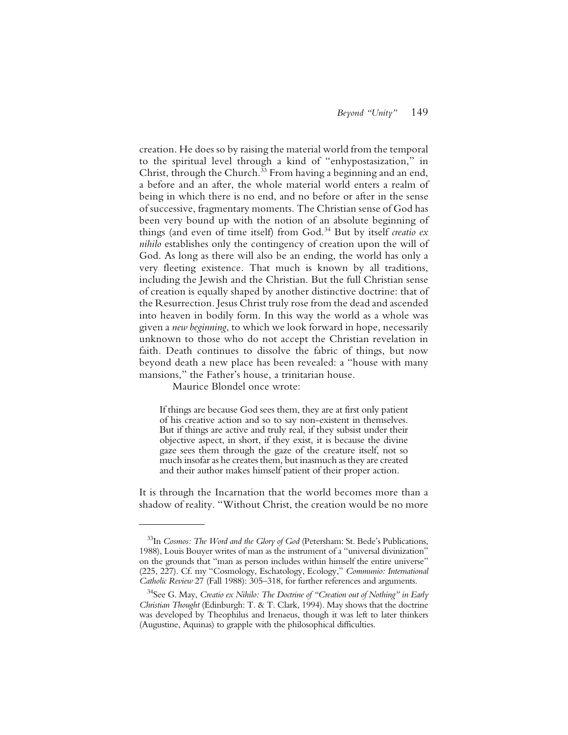creation. He does so by raising the material world from the temporal to the spiritual level through a kind of "enhypostasization," in Christ, through the Church.[33] From having a beginning and an end, a before and an after, the whole material world enters a realm of being in which there is no end, and no before or after in the sense of successive, fragmentary moments. The Christian sense of God has been very bound up with the notion of an absolute beginning of things (and even of time itself) from God.[34] But by itself *creatio ex nihilo* establishes only the contingency of creation upon the will of God. As long as there will also be an ending, the world has only a very fleeting existence. That much is known by all traditions, including the Jewish and the Christian. But the full Christian sense of creation is equally shaped by another distinctive doctrine: that of the Resurrection. Jesus Christ truly rose from the dead and ascended into heaven in bodily form. In this way the world as a whole was given a *new beginning*, to which we look forward in hope, necessarily unknown to those who do not accept the Christian revelation in faith. Death continues to dissolve the fabric of things, but now beyond death a new place has been revealed: a "house with many mansions," the Father's house, a trinitarian house.

Maurice Blondel once wrote:

> If things are because God sees them, they are at first only patient of his creative action and so to say non-existent in themselves. But if things are active and truly real, if they subsist under their objective aspect, in short, if they exist, it is because the divine gaze sees them through the gaze of the creature itself, not so much insofar as he creates them, but inasmuch as they are created and their author makes himself patient of their proper action.

It is through the Incarnation that the world becomes more than a shadow of reality. "Without Christ, the creation would be no more

---

[33] In *Cosmos: The Word and the Glory of God* (Petersham: St. Bede's Publications, 1988), Louis Bouyer writes of man as the instrument of a "universal divinization" on the grounds that "man as person includes within himself the entire universe" (225, 227). Cf. my "Cosmology, Eschatology, Ecology," *Communio: International Catholic Review* 27 (Fall 1988): 305–318, for further references and arguments.

[34] See G. May, *Creatio ex Nihilo: The Doctrine of "Creation out of Nothing" in Early Christian Thought* (Edinburgh: T. & T. Clark, 1994). May shows that the doctrine was developed by Theophilus and Irenaeus, though it was left to later thinkers (Augustine, Aquinas) to grapple with the philosophical difficulties.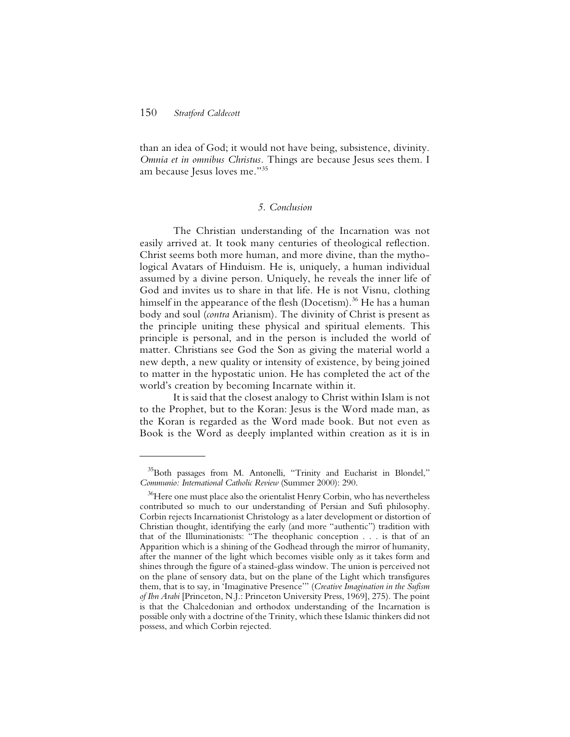than an idea of God; it would not have being, subsistence, divinity. *Omnia et in omnibus Christus*. Things are because Jesus sees them. I am because Jesus loves me."[35]

### *5. Conclusion*

The Christian understanding of the Incarnation was not easily arrived at. It took many centuries of theological reflection. Christ seems both more human, and more divine, than the mythological Avatars of Hinduism. He is, uniquely, a human individual assumed by a divine person. Uniquely, he reveals the inner life of God and invites us to share in that life. He is not Visnu, clothing himself in the appearance of the flesh (Docetism).[36] He has a human body and soul (*contra* Arianism). The divinity of Christ is present as the principle uniting these physical and spiritual elements. This principle is personal, and in the person is included the world of matter. Christians see God the Son as giving the material world a new depth, a new quality or intensity of existence, by being joined to matter in the hypostatic union. He has completed the act of the world's creation by becoming Incarnate within it.

It is said that the closest analogy to Christ within Islam is not to the Prophet, but to the Koran: Jesus is the Word made man, as the Koran is regarded as the Word made book. But not even as Book is the Word as deeply implanted within creation as it is in

---

[35] Both passages from M. Antonelli, "Trinity and Eucharist in Blondel," *Communio: International Catholic Review* (Summer 2000): 290.

[36] Here one must place also the orientalist Henry Corbin, who has nevertheless contributed so much to our understanding of Persian and Sufi philosophy. Corbin rejects Incarnationist Christology as a later development or distortion of Christian thought, identifying the early (and more "authentic") tradition with that of the Illuminationists: "The theophanic conception . . . is that of an Apparition which is a shining of the Godhead through the mirror of humanity, after the manner of the light which becomes visible only as it takes form and shines through the figure of a stained-glass window. The union is perceived not on the plane of sensory data, but on the plane of the Light which transfigures them, that is to say, in 'Imaginative Presence'" (*Creative Imagination in the Sufism of Ibn Arabi* [Princeton, N.J.: Princeton University Press, 1969], 275). The point is that the Chalcedonian and orthodox understanding of the Incarnation is possible only with a doctrine of the Trinity, which these Islamic thinkers did not possess, and which Corbin rejected.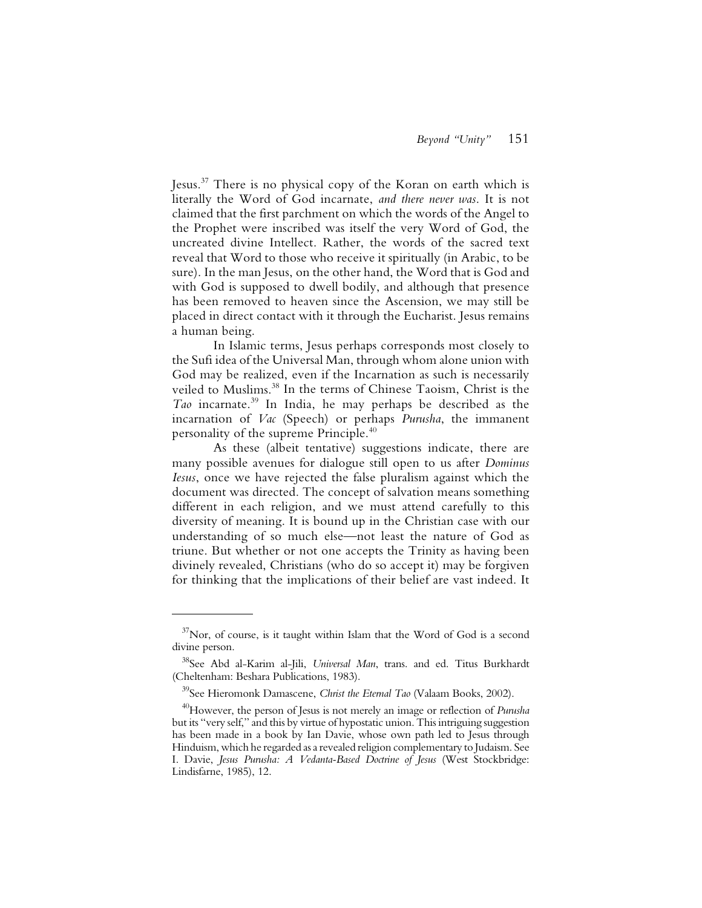Jesus.[37] There is no physical copy of the Koran on earth which is literally the Word of God incarnate, *and there never was*. It is not claimed that the first parchment on which the words of the Angel to the Prophet were inscribed was itself the very Word of God, the uncreated divine Intellect. Rather, the words of the sacred text reveal that Word to those who receive it spiritually (in Arabic, to be sure). In the man Jesus, on the other hand, the Word that is God and with God is supposed to dwell bodily, and although that presence has been removed to heaven since the Ascension, we may still be placed in direct contact with it through the Eucharist. Jesus remains a human being.

In Islamic terms, Jesus perhaps corresponds most closely to the Sufi idea of the Universal Man, through whom alone union with God may be realized, even if the Incarnation as such is necessarily veiled to Muslims.[38] In the terms of Chinese Taoism, Christ is the *Tao* incarnate.[39] In India, he may perhaps be described as the incarnation of *Vac* (Speech) or perhaps *Purusha*, the immanent personality of the supreme Principle.[40]

As these (albeit tentative) suggestions indicate, there are many possible avenues for dialogue still open to us after *Dominus Iesus*, once we have rejected the false pluralism against which the document was directed. The concept of salvation means something different in each religion, and we must attend carefully to this diversity of meaning. It is bound up in the Christian case with our understanding of so much else—not least the nature of God as triune. But whether or not one accepts the Trinity as having been divinely revealed, Christians (who do so accept it) may be forgiven for thinking that the implications of their belief are vast indeed. It

---

[37] Nor, of course, is it taught within Islam that the Word of God is a second divine person.

[38] See Abd al-Karim al-Jili, *Universal Man*, trans. and ed. Titus Burkhardt (Cheltenham: Beshara Publications, 1983).

[39] See Hieromonk Damascene, *Christ the Eternal Tao* (Valaam Books, 2002).

[40] However, the person of Jesus is not merely an image or reflection of *Purusha* but its "very self," and this by virtue of hypostatic union. This intriguing suggestion has been made in a book by Ian Davie, whose own path led to Jesus through Hinduism, which he regarded as a revealed religion complementary to Judaism. See I. Davie, *Jesus Purusha: A Vedanta-Based Doctrine of Jesus* (West Stockbridge: Lindisfarne, 1985), 12.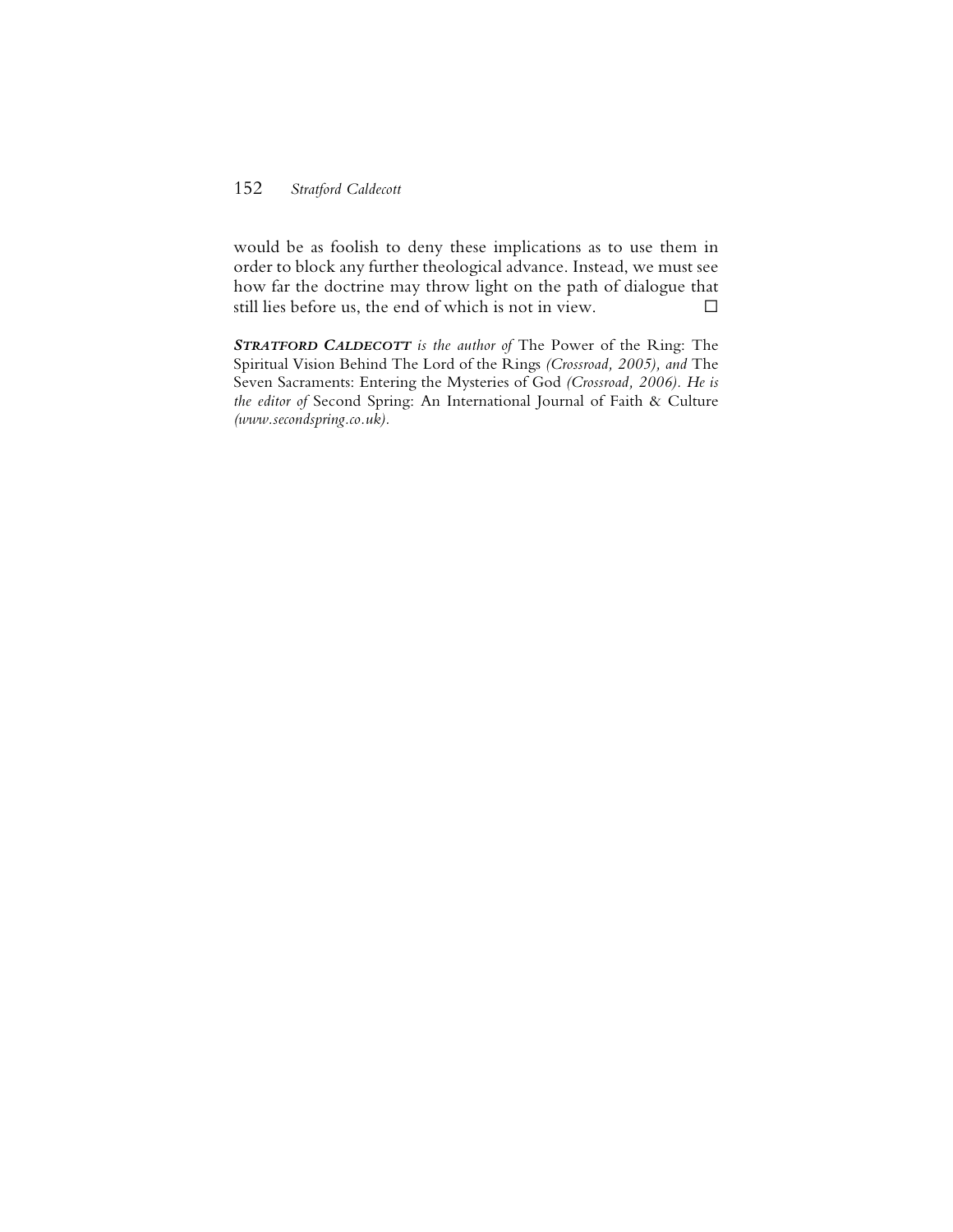would be as foolish to deny these implications as to use them in order to block any further theological advance. Instead, we must see how far the doctrine may throw light on the path of dialogue that still lies before us, the end of which is not in view. □

***STRATFORD CALDECOTT*** *is the author of* The Power of the Ring: The Spiritual Vision Behind The Lord of the Rings *(Crossroad, 2005), and* The Seven Sacraments: Entering the Mysteries of God *(Crossroad, 2006). He is the editor of* Second Spring: An International Journal of Faith & Culture *(www.secondspring.co.uk).*